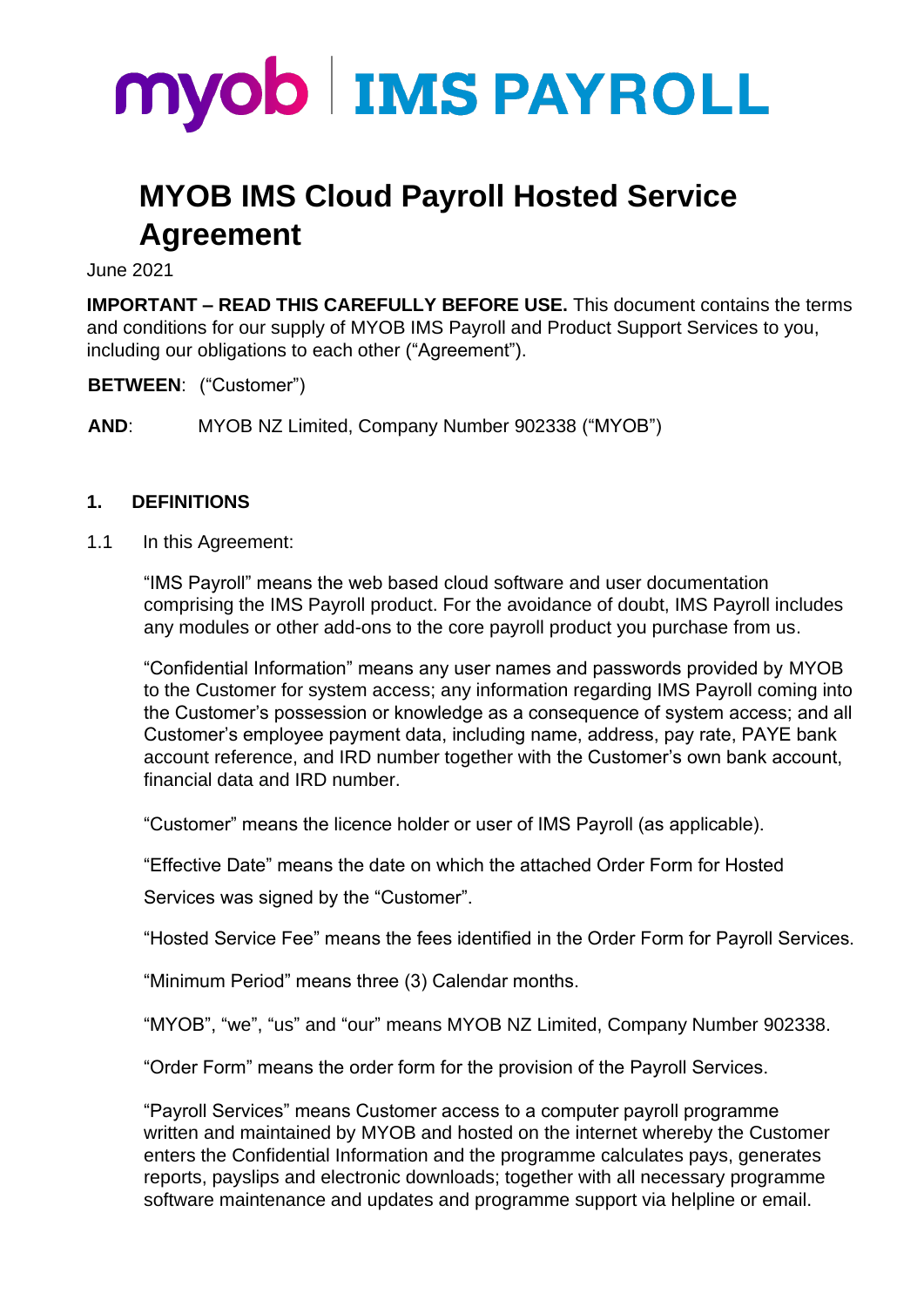**myob | IMS PAYROLL**

# MYOB IMS Cloud Payroll Hosted Service Agreement

June 2021

**IMPORTANT – READ THIS CAREFULLY BEFORE USE.** This document contains the terms and conditions for our supply of MYOB IMS Payroll and Product Support Services to you, including our obligations to each other ("Agreement").

**BETWEEN**: ("Customer")

**AND**: MYOB NZ Limited, Company Number 902338 ("MYOB")

## 1. DEFINITIONS

1.1 In this Agreement:

"IMS Payroll" means the web based cloud software and user documentation comprising the IMS Payroll product. For the avoidance of doubt, IMS Payroll includes any modules or other add-ons to the core payroll product you purchase from us.

"Confidential Information" means any user names and passwords provided by MYOB to the Customer for system access; any information regarding IMS Payroll coming into the Customer's possession or knowledge as a consequence of system access; and all Customer's employee payment data, including name, address, pay rate, PAYE bank account reference, and IRD number together with the Customer's own bank account, financial data and IRD number.

"Customer" means the licence holder or user of IMS Payroll (as applicable).

"Effective Date" means the date on which the attached Order Form for Hosted Services was signed by the "Customer".

"Hosted Service Fee" means the fees identified in the Order Form for Payroll Services.

"Minimum Period" means three (3) Calendar months.

"MYOB", "we", "us" and "our" means MYOB NZ Limited, Company Number 902338.

"Order Form" means the order form for the provision of the Payroll Services.

"Payroll Services" means Customer access to a computer payroll programme written and maintained by MYOB and hosted on the internet whereby the Customer enters the Confidential Information and the programme calculates pays, generates reports, payslips and electronic downloads; together with all necessary programme software maintenance and updates and programme support via helpline or email.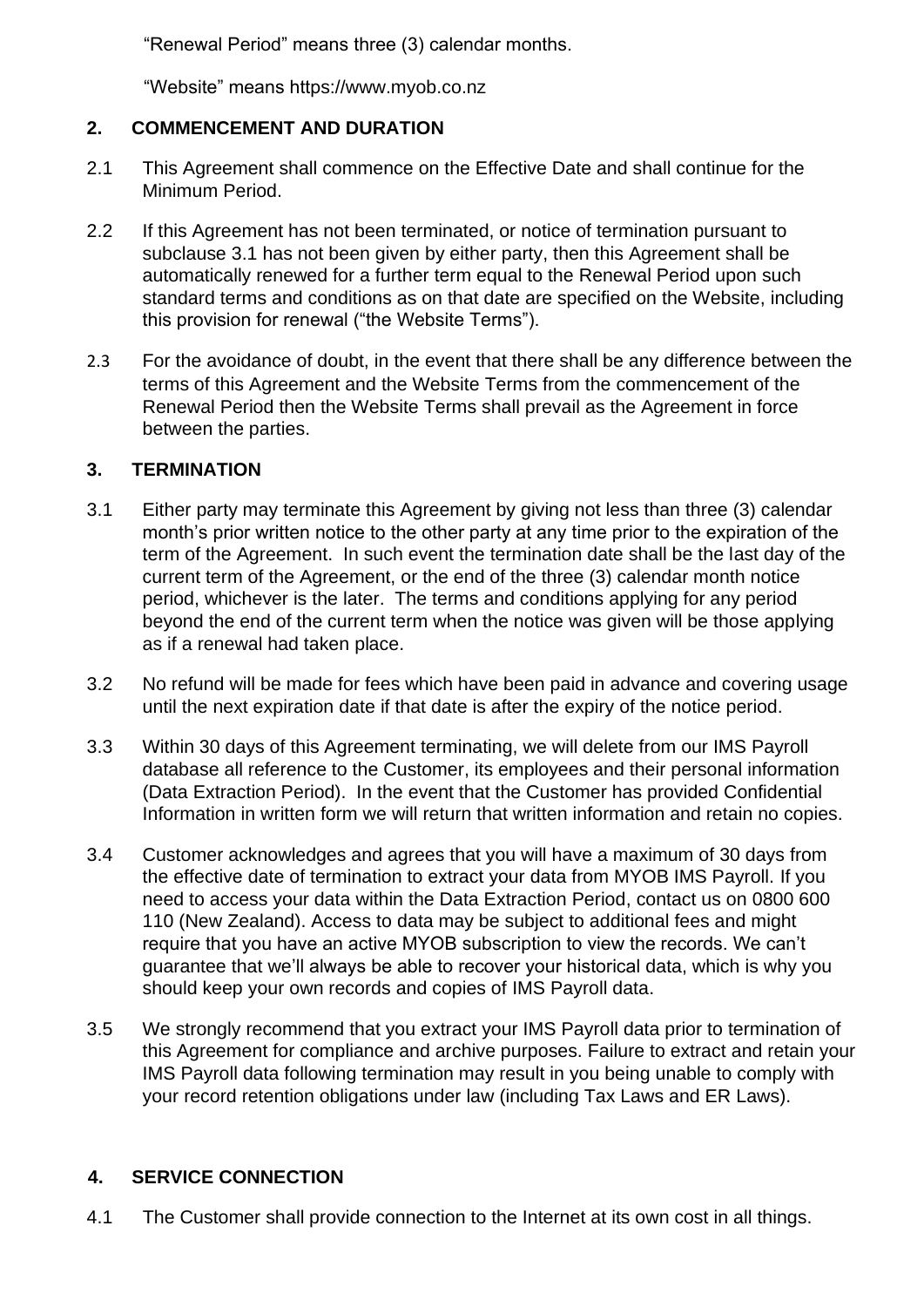"Renewal Period" means three (3) calendar months.

"Website" means https://www.myob.co.nz

## 2. COMMENCEMENT AND DURATION

2.1 This Agreement shall commence on the Effective Date and shall continue for the Minimum Period.

2.2 If this Agreement has not been terminated, or notice of termination pursuant to subclause 3.1 has not been given by either party, then this Agreement shall be automatically renewed for a further term equal to the Renewal Period upon such standard terms and conditions as on that date are specified on the Website, including this provision for renewal ("the Website Terms").

2.3 For the avoidance of doubt, in the event that there shall be any difference between the terms of this Agreement and the Website Terms from the commencement of the Renewal Period then the Website Terms shall prevail as the Agreement in force between the parties.

## 3. TERMINATION

3.1 Either party may terminate this Agreement by giving not less than three (3) calendar month's prior written notice to the other party at any time prior to the expiration of the term of the Agreement. In such event the termination date shall be the last day of the current term of the Agreement, or the end of the three (3) calendar month notice period, whichever is the later. The terms and conditions applying for any period beyond the end of the current term when the notice was given will be those applying as if a renewal had taken place.

3.2 No refund will be made for fees which have been paid in advance and covering usage until the next expiration date if that date is after the expiry of the notice period.

3.3 Within 30 days of this Agreement terminating, we will delete from our IMS Payroll database all reference to the Customer, its employees and their personal information (Data Extraction Period). In the event that the Customer has provided Confidential Information in written form we will return that written information and retain no copies.

3.4 Customer acknowledges and agrees that you will have a maximum of 30 days from the effective date of termination to extract your data from MYOB IMS Payroll. If you need to access your data within the Data Extraction Period, contact us on 0800 600 110 (New Zealand). Access to data may be subject to additional fees and might require that you have an active MYOB subscription to view the records. We can't guarantee that we'll always be able to recover your historical data, which is why you should keep your own records and copies of IMS Payroll data.

3.5 We strongly recommend that you extract your IMS Payroll data prior to termination of this Agreement for compliance and archive purposes. Failure to extract and retain your IMS Payroll data following termination may result in you being unable to comply with your record retention obligations under law (including Tax Laws and ER Laws).

## 4. SERVICE CONNECTION

4.1 The Customer shall provide connection to the Internet at its own cost in all things.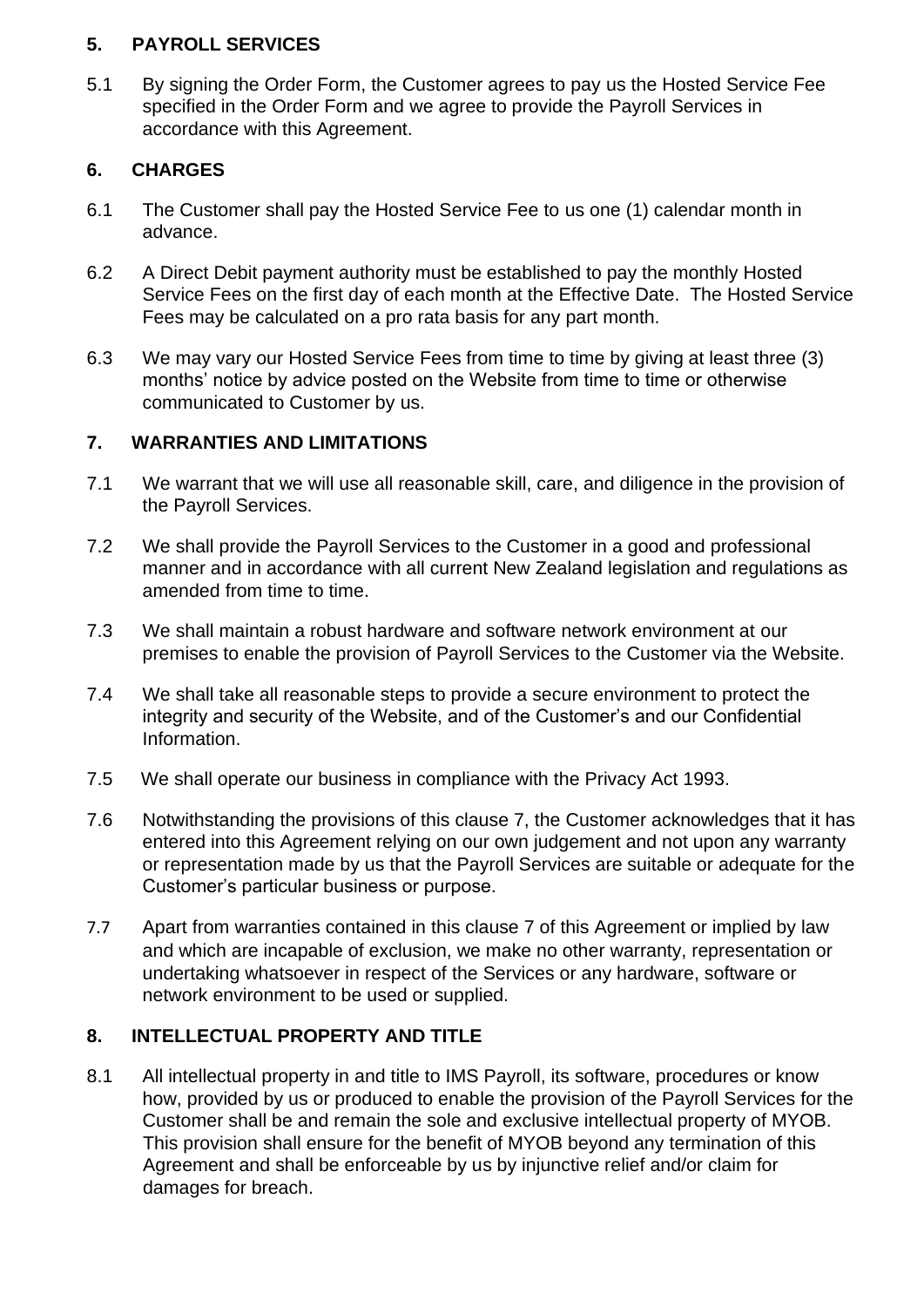## 5. PAYROLL SERVICES

5.1 By signing the Order Form, the Customer agrees to pay us the Hosted Service Fee specified in the Order Form and we agree to provide the Payroll Services in accordance with this Agreement.

## 6. CHARGES

6.1 The Customer shall pay the Hosted Service Fee to us one (1) calendar month in advance.

6.2 A Direct Debit payment authority must be established to pay the monthly Hosted Service Fees on the first day of each month at the Effective Date. The Hosted Service Fees may be calculated on a pro rata basis for any part month.

6.3 We may vary our Hosted Service Fees from time to time by giving at least three (3) months' notice by advice posted on the Website from time to time or otherwise communicated to Customer by us.

## 7. WARRANTIES AND LIMITATIONS

7.1 We warrant that we will use all reasonable skill, care, and diligence in the provision of the Payroll Services.

7.2 We shall provide the Payroll Services to the Customer in a good and professional manner and in accordance with all current New Zealand legislation and regulations as amended from time to time.

7.3 We shall maintain a robust hardware and software network environment at our premises to enable the provision of Payroll Services to the Customer via the Website.

7.4 We shall take all reasonable steps to provide a secure environment to protect the integrity and security of the Website, and of the Customer's and our Confidential Information.

7.5 We shall operate our business in compliance with the Privacy Act 1993.

7.6 Notwithstanding the provisions of this clause 7, the Customer acknowledges that it has entered into this Agreement relying on our own judgement and not upon any warranty or representation made by us that the Payroll Services are suitable or adequate for the Customer's particular business or purpose.

7.7 Apart from warranties contained in this clause 7 of this Agreement or implied by law and which are incapable of exclusion, we make no other warranty, representation or undertaking whatsoever in respect of the Services or any hardware, software or network environment to be used or supplied.

## 8. INTELLECTUAL PROPERTY AND TITLE

8.1 All intellectual property in and title to IMS Payroll, its software, procedures or know how, provided by us or produced to enable the provision of the Payroll Services for the Customer shall be and remain the sole and exclusive intellectual property of MYOB. This provision shall ensure for the benefit of MYOB beyond any termination of this Agreement and shall be enforceable by us by injunctive relief and/or claim for damages for breach.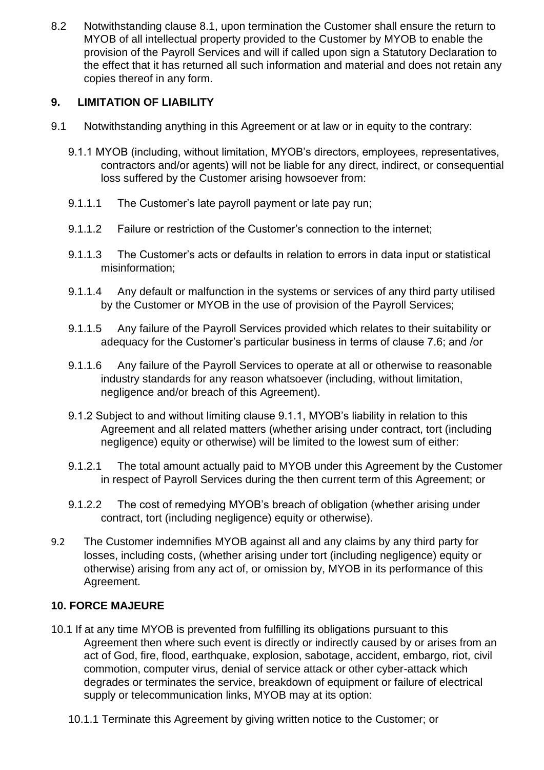8.2 Notwithstanding clause 8.1, upon termination the Customer shall ensure the return to MYOB of all intellectual property provided to the Customer by MYOB to enable the provision of the Payroll Services and will if called upon sign a Statutory Declaration to the effect that it has returned all such information and material and does not retain any copies thereof in any form.

## 9. LIMITATION OF LIABILITY

9.1 Notwithstanding anything in this Agreement or at law or in equity to the contrary:

9.1.1 MYOB (including, without limitation, MYOB's directors, employees, representatives, contractors and/or agents) will not be liable for any direct, indirect, or consequential loss suffered by the Customer arising howsoever from:

9.1.1.1 The Customer's late payroll payment or late pay run;

9.1.1.2 Failure or restriction of the Customer's connection to the internet;

9.1.1.3 The Customer's acts or defaults in relation to errors in data input or statistical misinformation;

9.1.1.4 Any default or malfunction in the systems or services of any third party utilised by the Customer or MYOB in the use of provision of the Payroll Services;

9.1.1.5 Any failure of the Payroll Services provided which relates to their suitability or adequacy for the Customer's particular business in terms of clause 7.6; and /or

9.1.1.6 Any failure of the Payroll Services to operate at all or otherwise to reasonable industry standards for any reason whatsoever (including, without limitation, negligence and/or breach of this Agreement).

9.1.2 Subject to and without limiting clause 9.1.1, MYOB's liability in relation to this Agreement and all related matters (whether arising under contract, tort (including negligence) equity or otherwise) will be limited to the lowest sum of either:

9.1.2.1 The total amount actually paid to MYOB under this Agreement by the Customer in respect of Payroll Services during the then current term of this Agreement; or

9.1.2.2 The cost of remedying MYOB's breach of obligation (whether arising under contract, tort (including negligence) equity or otherwise).

9.2 The Customer indemnifies MYOB against all and any claims by any third party for losses, including costs, (whether arising under tort (including negligence) equity or otherwise) arising from any act of, or omission by, MYOB in its performance of this Agreement.

## 10. FORCE MAJEURE

10.1 If at any time MYOB is prevented from fulfilling its obligations pursuant to this Agreement then where such event is directly or indirectly caused by or arises from an act of God, fire, flood, earthquake, explosion, sabotage, accident, embargo, riot, civil commotion, computer virus, denial of service attack or other cyber-attack which degrades or terminates the service, breakdown of equipment or failure of electrical supply or telecommunication links, MYOB may at its option:

10.1.1 Terminate this Agreement by giving written notice to the Customer; or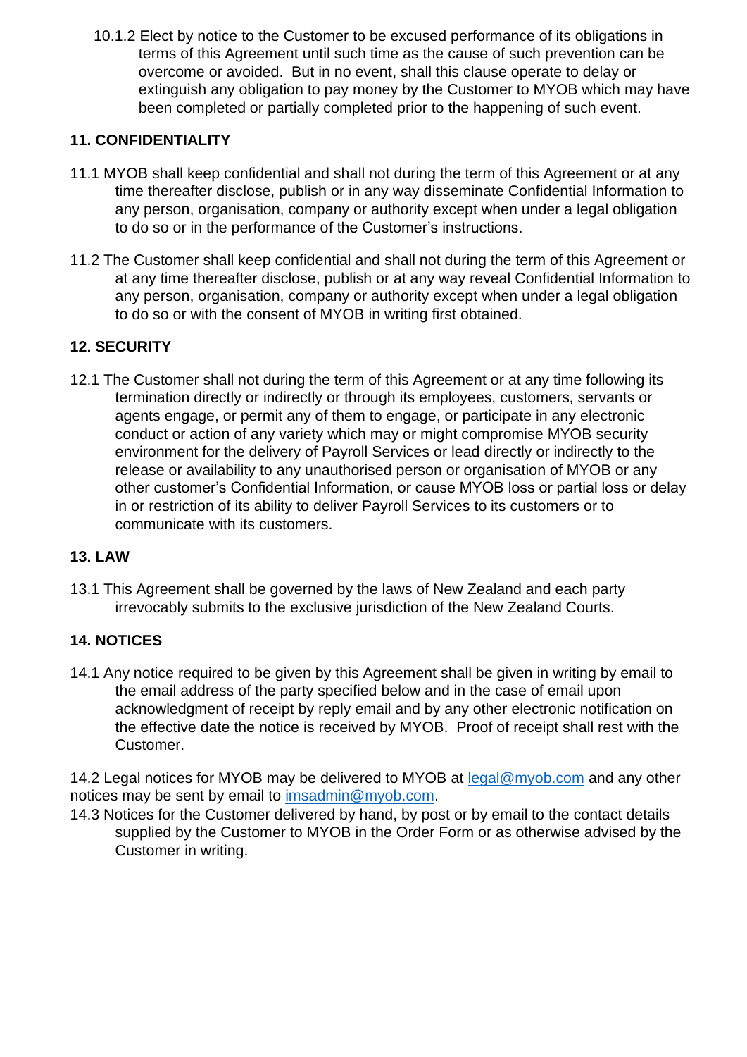10.1.2 Elect by notice to the Customer to be excused performance of its obligations in terms of this Agreement until such time as the cause of such prevention can be overcome or avoided. But in no event, shall this clause operate to delay or extinguish any obligation to pay money by the Customer to MYOB which may have been completed or partially completed prior to the happening of such event.

## 11. CONFIDENTIALITY

11.1 MYOB shall keep confidential and shall not during the term of this Agreement or at any time thereafter disclose, publish or in any way disseminate Confidential Information to any person, organisation, company or authority except when under a legal obligation to do so or in the performance of the Customer's instructions.

11.2 The Customer shall keep confidential and shall not during the term of this Agreement or at any time thereafter disclose, publish or at any way reveal Confidential Information to any person, organisation, company or authority except when under a legal obligation to do so or with the consent of MYOB in writing first obtained.

## 12. SECURITY

12.1 The Customer shall not during the term of this Agreement or at any time following its termination directly or indirectly or through its employees, customers, servants or agents engage, or permit any of them to engage, or participate in any electronic conduct or action of any variety which may or might compromise MYOB security environment for the delivery of Payroll Services or lead directly or indirectly to the release or availability to any unauthorised person or organisation of MYOB or any other customer's Confidential Information, or cause MYOB loss or partial loss or delay in or restriction of its ability to deliver Payroll Services to its customers or to communicate with its customers.

## 13. LAW

13.1 This Agreement shall be governed by the laws of New Zealand and each party irrevocably submits to the exclusive jurisdiction of the New Zealand Courts.

## 14. NOTICES

14.1 Any notice required to be given by this Agreement shall be given in writing by email to the email address of the party specified below and in the case of email upon acknowledgment of receipt by reply email and by any other electronic notification on the effective date the notice is received by MYOB. Proof of receipt shall rest with the Customer.

14.2 Legal notices for MYOB may be delivered to MYOB at legal@myob.com and any other notices may be sent by email to imsadmin@myob.com.

14.3 Notices for the Customer delivered by hand, by post or by email to the contact details supplied by the Customer to MYOB in the Order Form or as otherwise advised by the Customer in writing.